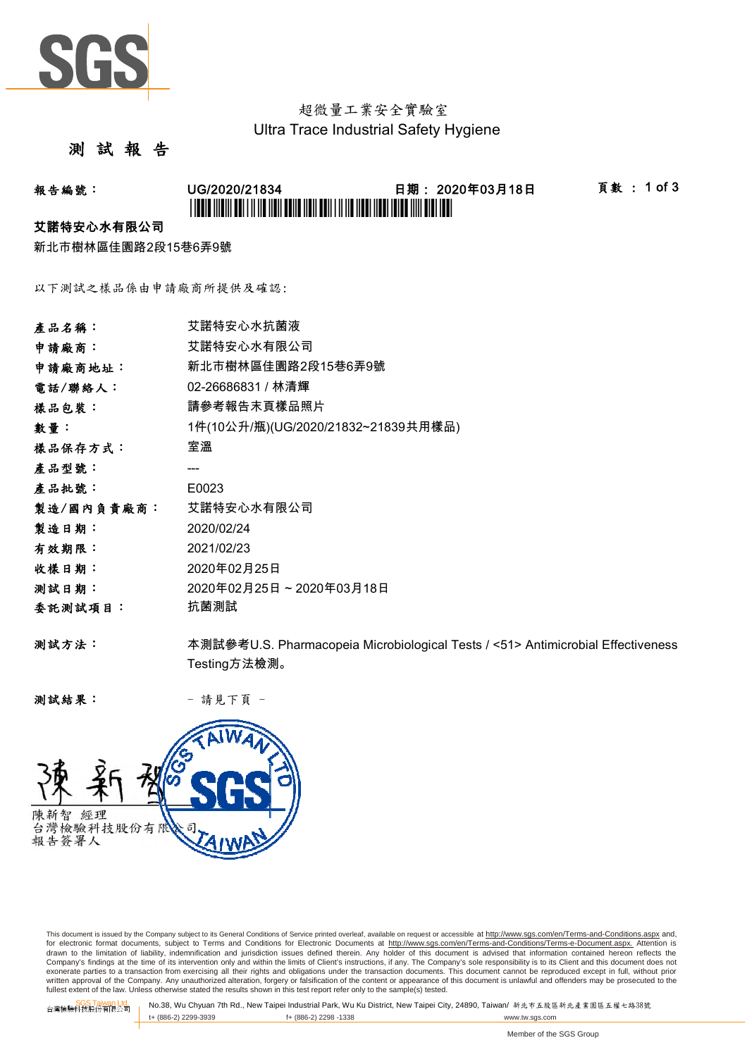超微量工業安全實驗室
Ultra Trace Industrial Safety Hygiene

# 測 試 報 告

**報告編號：** UG/2020/21834　　**日期：** 2020年03月18日　　**頁數：** 1 of 3

**艾諾特安心水有限公司**

新北市樹林區佳園路2段15巷6弄9號

以下測試之樣品係由申請廠商所提供及確認:

| | |
|---|---|
| **產品名稱：** | 艾諾特安心水抗菌液 |
| **申請廠商：** | 艾諾特安心水有限公司 |
| **申請廠商地址：** | 新北市樹林區佳園路2段15巷6弄9號 |
| **電話/聯絡人：** | 02-26686831 / 林清輝 |
| **樣品包裝：** | 請參考報告末頁樣品照片 |
| **數量：** | 1件(10公升/瓶)(UG/2020/21832~21839共用樣品) |
| **樣品保存方式：** | 室溫 |
| **產品型號：** | --- |
| **產品批號：** | E0023 |
| **製造/國內負責廠商：** | 艾諾特安心水有限公司 |
| **製造日期：** | 2020/02/24 |
| **有效期限：** | 2021/02/23 |
| **收樣日期：** | 2020年02月25日 |
| **測試日期：** | 2020年02月25日 ~ 2020年03月18日 |
| **委託測試項目：** | 抗菌測試 |

**測試方法：** 本測試參考U.S. Pharmacopeia Microbiological Tests / <51> Antimicrobial Effectiveness Testing方法檢測。

**測試結果：** － 請見下頁 －

陳新智　經理
台灣檢驗科技股份有限公司
報告簽署人

This document is issued by the Company subject to its General Conditions of Service printed overleaf, available on request or accessible at http://www.sgs.com/en/Terms-and-Conditions.aspx and, for electronic format documents, subject to Terms and Conditions for Electronic Documents at http://www.sgs.com/en/Terms-and-Conditions/Terms-e-Document.aspx. Attention is drawn to the limitation of liability, indemnification and jurisdiction issues defined therein. Any holder of this document is advised that information contained hereon reflects the Company's findings at the time of its intervention only and within the limits of Client's instructions, if any. The Company's sole responsibility is to its Client and this document does not exonerate parties to a transaction from exercising all their rights and obligations under the transaction documents. This document cannot be reproduced except in full, without prior written approval of the Company. Any unauthorized alteration, forgery or falsification of the content or appearance of this document is unlawful and offenders may be prosecuted to the fullest extent of the law. Unless otherwise stated the results shown in this test report refer only to the sample(s) tested.

SGS Taiwan Ltd. 台灣檢驗科技股份有限公司 | No.38, Wu Chyuan 7th Rd., New Taipei Industrial Park, Wu Ku District, New Taipei City, 24890, Taiwan/ 新北市五股區新北產業園區五權七路38號 | t+ (886-2) 2299-3939 | f+ (886-2) 2298 -1338 | www.tw.sgs.com

Member of the SGS Group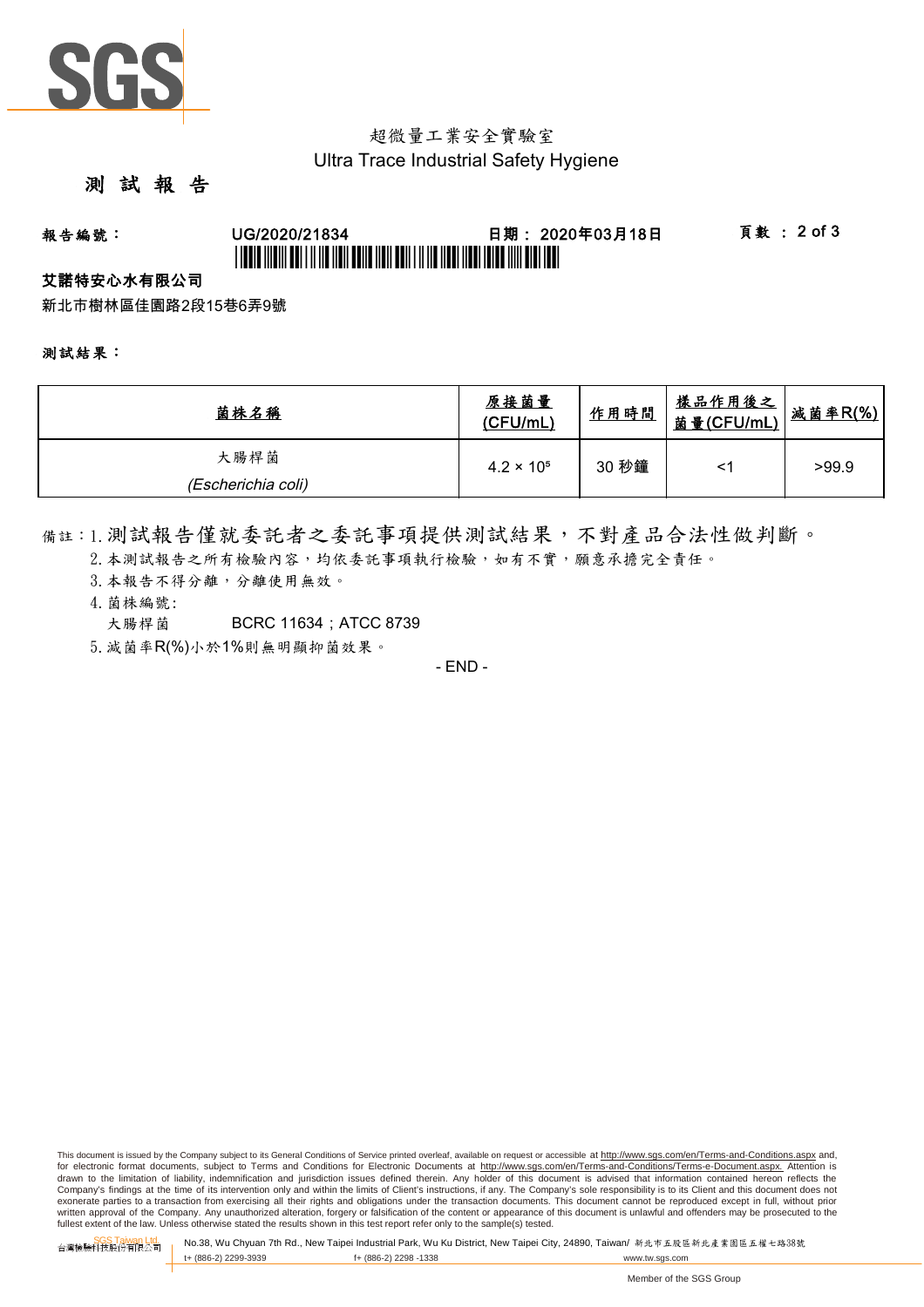超微量工業安全實驗室
Ultra Trace Industrial Safety Hygiene

# 測 試 報 告

**報告編號：** UG/2020/21834 　　**日期：** 2020年03月18日 　　**頁數 ：** 2 of 3

**艾諾特安心水有限公司**

新北市樹林區佳園路2段15巷6弄9號

**測試結果：**

| 菌株名稱 | 原接菌量 (CFU/mL) | 作用時間 | 樣品作用後之菌量(CFU/mL) | 減菌率R(%) |
|---|---|---|---|---|
| 大腸桿菌 (*Escherichia coli*) | $4.2 \times 10^5$ | 30 秒鐘 | <1 | >99.9 |

備註：1. 測試報告僅就委託者之委託事項提供測試結果，不對產品合法性做判斷。
2. 本測試報告之所有檢驗內容，均依委託事項執行檢驗，如有不實，願意承擔完全責任。
3. 本報告不得分離，分離使用無效。
4. 菌株編號:
 大腸桿菌 BCRC 11634；ATCC 8739
5. 減菌率R(%)小於1%則無明顯抑菌效果。

- END -

This document is issued by the Company subject to its General Conditions of Service printed overleaf, available on request or accessible at http://www.sgs.com/en/Terms-and-Conditions.aspx and, for electronic format documents, subject to Terms and Conditions for Electronic Documents at http://www.sgs.com/en/Terms-and-Conditions/Terms-e-Document.aspx. Attention is drawn to the limitation of liability, indemnification and jurisdiction issues defined therein. Any holder of this document is advised that information contained hereon reflects the Company's findings at the time of its intervention only and within the limits of Client's instructions, if any. The Company's sole responsibility is to its Client and this document does not exonerate parties to a transaction from exercising all their rights and obligations under the transaction documents. This document cannot be reproduced except in full, without prior written approval of the Company. Any unauthorized alteration, forgery or falsification of the content or appearance of this document is unlawful and offenders may be prosecuted to the fullest extent of the law. Unless otherwise stated the results shown in this test report refer only to the sample(s) tested.

SGS Taiwan Ltd. 台灣檢驗科技股份有限公司 | No.38, Wu Chyuan 7th Rd., New Taipei Industrial Park, Wu Ku District, New Taipei City, 24890, Taiwan/ 新北市五股區新北產業園區五權七路38號 | t+ (886-2) 2299-3939 f+ (886-2) 2298 -1338 www.tw.sgs.com

Member of the SGS Group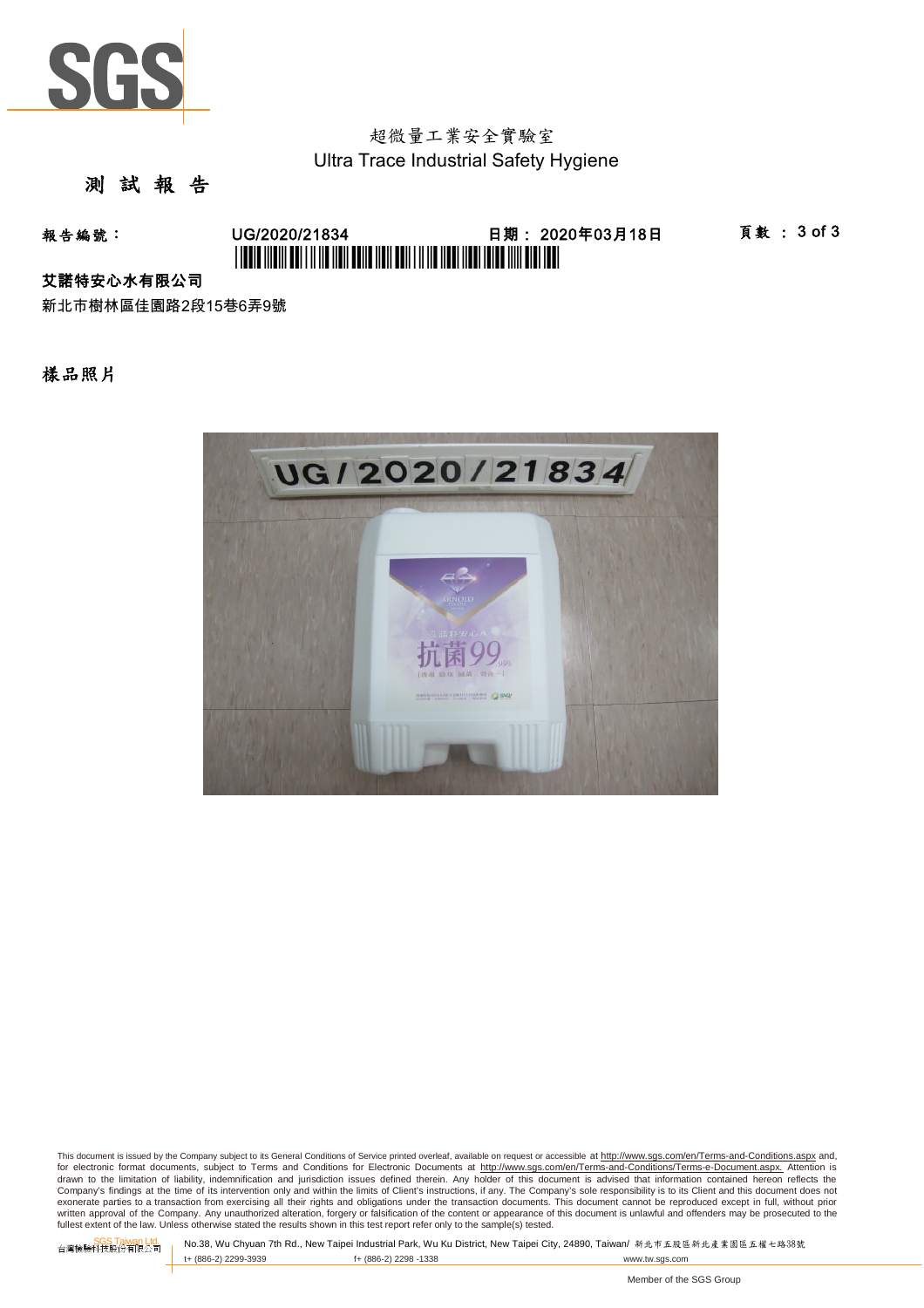超微量工業安全實驗室

Ultra Trace Industrial Safety Hygiene

# 測 試 報 告

**報告編號：** UG/2020/21834　　**日期：** 2020年03月18日

**艾諾特安心水有限公司**

新北市樹林區佳園路2段15巷6弄9號

**樣品照片**

This document is issued by the Company subject to its General Conditions of Service printed overleaf, available on request or accessible at http://www.sgs.com/en/Terms-and-Conditions.aspx and, for electronic format documents, subject to Terms and Conditions for Electronic Documents at http://www.sgs.com/en/Terms-and-Conditions/Terms-e-Document.aspx. Attention is drawn to the limitation of liability, indemnification and jurisdiction issues defined therein. Any holder of this document is advised that information contained hereon reflects the Company's findings at the time of its intervention only and within the limits of Client's instructions, if any. The Company's sole responsibility is to its Client and this document does not exonerate parties to a transaction from exercising all their rights and obligations under the transaction documents. This document cannot be reproduced except in full, without prior written approval of the Company. Any unauthorized alteration, forgery or falsification of the content or appearance of this document is unlawful and offenders may be prosecuted to the fullest extent of the law. Unless otherwise stated the results shown in this test report refer only to the sample(s) tested.

SGS Taiwan Ltd. 台灣檢驗科技股份有限公司　No.38, Wu Chyuan 7th Rd., New Taipei Industrial Park, Wu Ku District, New Taipei City, 24890, Taiwan/ 新北市五股區新北產業園區五權七路38號

t+ (886-2) 2299-3939　f+ (886-2) 2298 -1338　www.tw.sgs.com

Member of the SGS Group